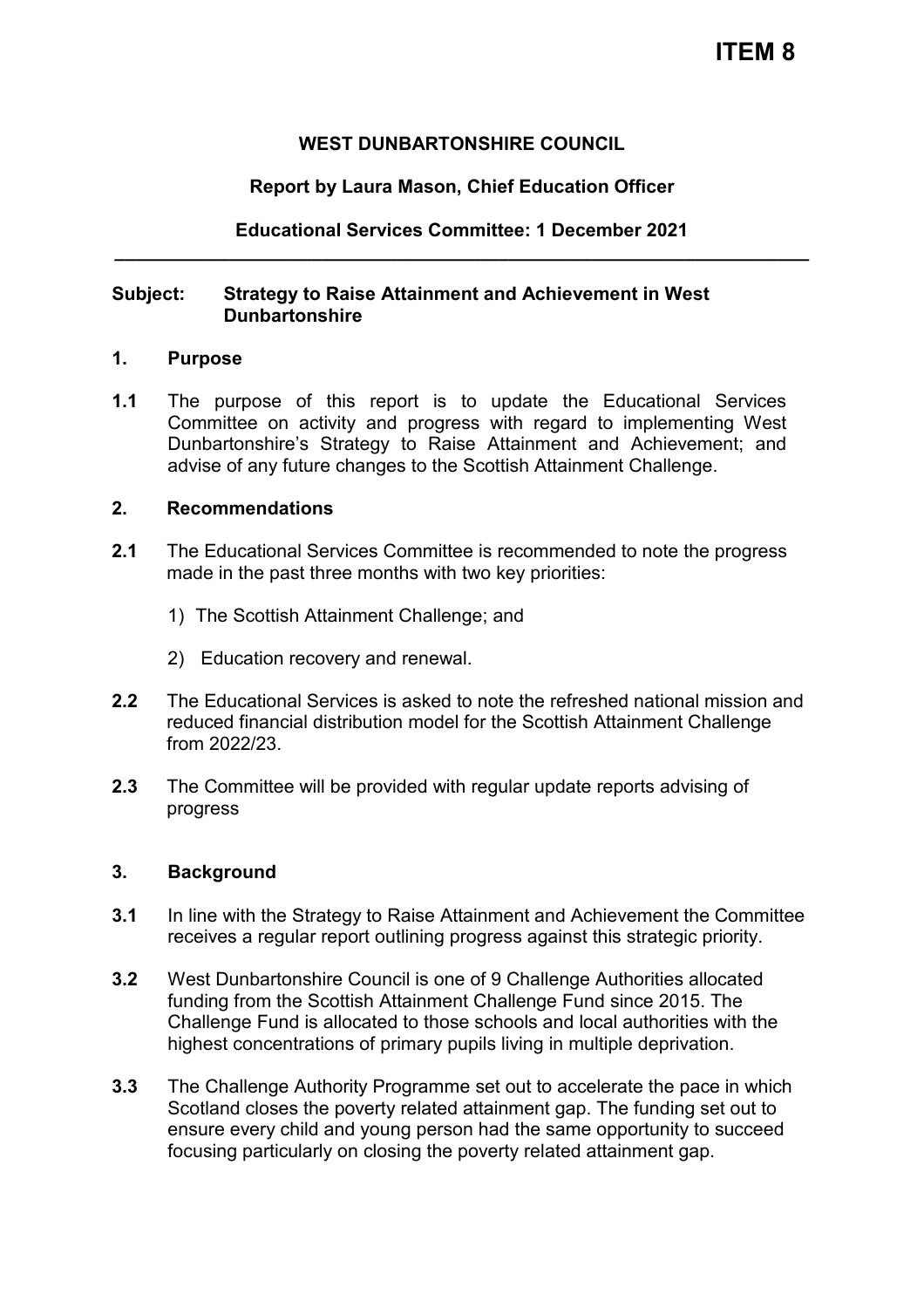# ITEM 8

**WEST DUNBARTONSHIRE COUNCIL**

**Report by Laura Mason, Chief Education Officer**

**Educational Services Committee: 1 December 2021**

---

**Subject: Strategy to Raise Attainment and Achievement in West Dunbartonshire**

## 1. Purpose

**1.1** The purpose of this report is to update the Educational Services Committee on activity and progress with regard to implementing West Dunbartonshire's Strategy to Raise Attainment and Achievement; and advise of any future changes to the Scottish Attainment Challenge.

## 2. Recommendations

**2.1** The Educational Services Committee is recommended to note the progress made in the past three months with two key priorities:

1) The Scottish Attainment Challenge; and

2) Education recovery and renewal.

**2.2** The Educational Services is asked to note the refreshed national mission and reduced financial distribution model for the Scottish Attainment Challenge from 2022/23.

**2.3** The Committee will be provided with regular update reports advising of progress

## 3. Background

**3.1** In line with the Strategy to Raise Attainment and Achievement the Committee receives a regular report outlining progress against this strategic priority.

**3.2** West Dunbartonshire Council is one of 9 Challenge Authorities allocated funding from the Scottish Attainment Challenge Fund since 2015. The Challenge Fund is allocated to those schools and local authorities with the highest concentrations of primary pupils living in multiple deprivation.

**3.3** The Challenge Authority Programme set out to accelerate the pace in which Scotland closes the poverty related attainment gap. The funding set out to ensure every child and young person had the same opportunity to succeed focusing particularly on closing the poverty related attainment gap.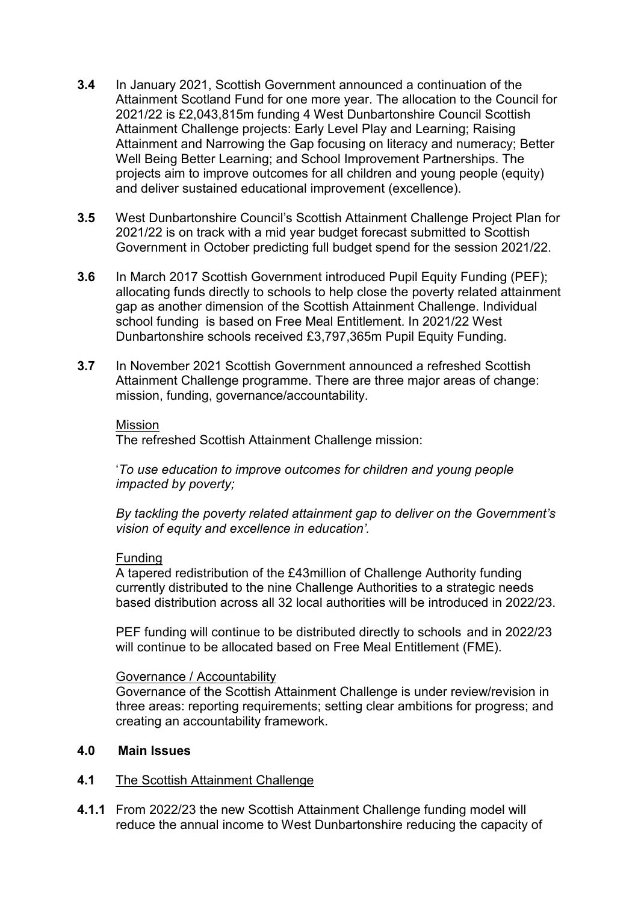**3.4** In January 2021, Scottish Government announced a continuation of the Attainment Scotland Fund for one more year. The allocation to the Council for 2021/22 is £2,043,815m funding 4 West Dunbartonshire Council Scottish Attainment Challenge projects: Early Level Play and Learning; Raising Attainment and Narrowing the Gap focusing on literacy and numeracy; Better Well Being Better Learning; and School Improvement Partnerships. The projects aim to improve outcomes for all children and young people (equity) and deliver sustained educational improvement (excellence).

**3.5** West Dunbartonshire Council's Scottish Attainment Challenge Project Plan for 2021/22 is on track with a mid year budget forecast submitted to Scottish Government in October predicting full budget spend for the session 2021/22.

**3.6** In March 2017 Scottish Government introduced Pupil Equity Funding (PEF); allocating funds directly to schools to help close the poverty related attainment gap as another dimension of the Scottish Attainment Challenge. Individual school funding is based on Free Meal Entitlement. In 2021/22 West Dunbartonshire schools received £3,797,365m Pupil Equity Funding.

**3.7** In November 2021 Scottish Government announced a refreshed Scottish Attainment Challenge programme. There are three major areas of change: mission, funding, governance/accountability.

Mission

The refreshed Scottish Attainment Challenge mission:

'*To use education to improve outcomes for children and young people impacted by poverty;*

*By tackling the poverty related attainment gap to deliver on the Government's vision of equity and excellence in education'.*

Funding

A tapered redistribution of the £43million of Challenge Authority funding currently distributed to the nine Challenge Authorities to a strategic needs based distribution across all 32 local authorities will be introduced in 2022/23.

PEF funding will continue to be distributed directly to schools and in 2022/23 will continue to be allocated based on Free Meal Entitlement (FME).

Governance / Accountability

Governance of the Scottish Attainment Challenge is under review/revision in three areas: reporting requirements; setting clear ambitions for progress; and creating an accountability framework.

## 4.0 Main Issues

**4.1** The Scottish Attainment Challenge

**4.1.1** From 2022/23 the new Scottish Attainment Challenge funding model will reduce the annual income to West Dunbartonshire reducing the capacity of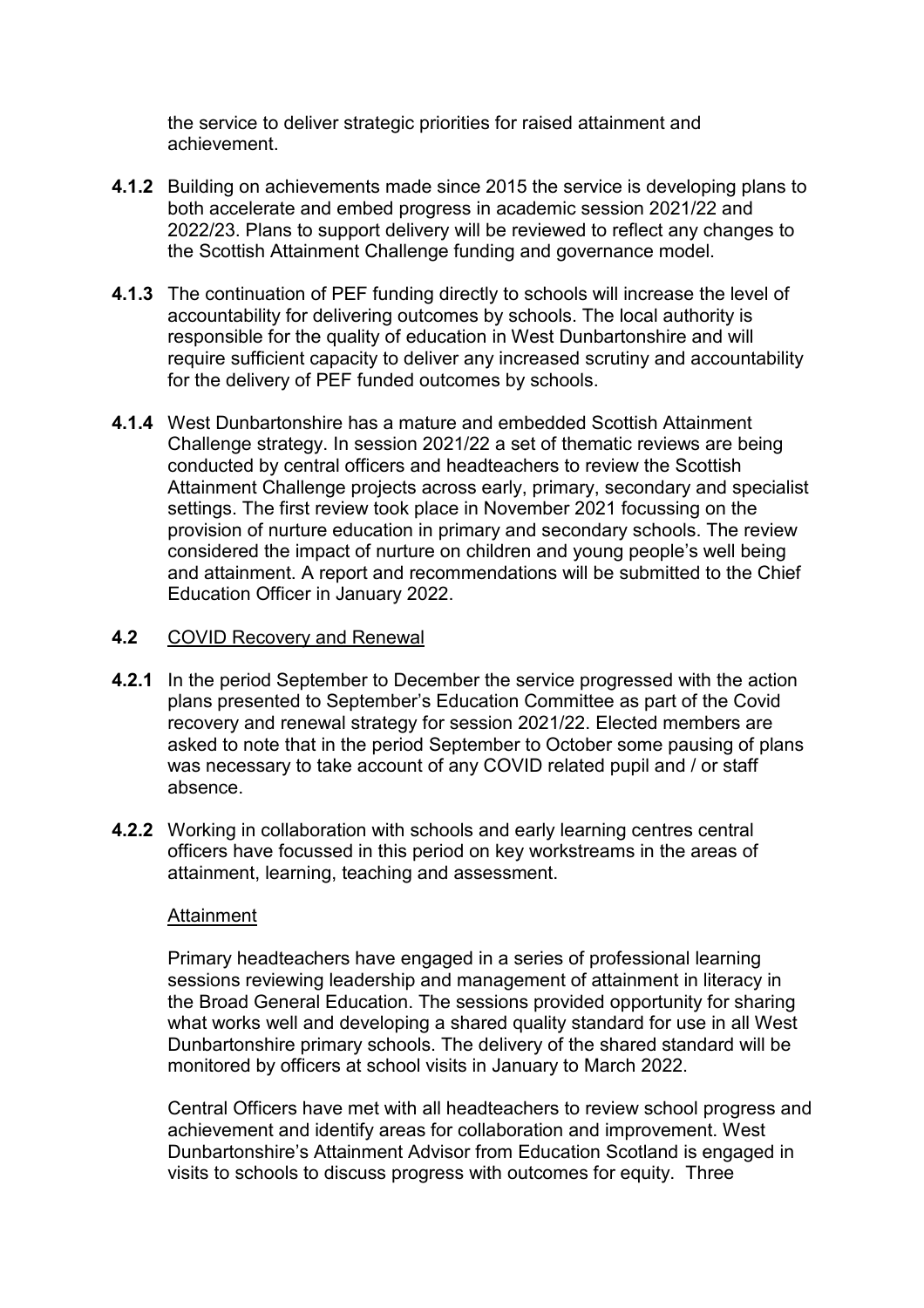the service to deliver strategic priorities for raised attainment and achievement.

**4.1.2** Building on achievements made since 2015 the service is developing plans to both accelerate and embed progress in academic session 2021/22 and 2022/23. Plans to support delivery will be reviewed to reflect any changes to the Scottish Attainment Challenge funding and governance model.

**4.1.3** The continuation of PEF funding directly to schools will increase the level of accountability for delivering outcomes by schools. The local authority is responsible for the quality of education in West Dunbartonshire and will require sufficient capacity to deliver any increased scrutiny and accountability for the delivery of PEF funded outcomes by schools.

**4.1.4** West Dunbartonshire has a mature and embedded Scottish Attainment Challenge strategy. In session 2021/22 a set of thematic reviews are being conducted by central officers and headteachers to review the Scottish Attainment Challenge projects across early, primary, secondary and specialist settings. The first review took place in November 2021 focussing on the provision of nurture education in primary and secondary schools. The review considered the impact of nurture on children and young people's well being and attainment. A report and recommendations will be submitted to the Chief Education Officer in January 2022.

**4.2** COVID Recovery and Renewal

**4.2.1** In the period September to December the service progressed with the action plans presented to September's Education Committee as part of the Covid recovery and renewal strategy for session 2021/22. Elected members are asked to note that in the period September to October some pausing of plans was necessary to take account of any COVID related pupil and / or staff absence.

**4.2.2** Working in collaboration with schools and early learning centres central officers have focussed in this period on key workstreams in the areas of attainment, learning, teaching and assessment.

Attainment

Primary headteachers have engaged in a series of professional learning sessions reviewing leadership and management of attainment in literacy in the Broad General Education. The sessions provided opportunity for sharing what works well and developing a shared quality standard for use in all West Dunbartonshire primary schools. The delivery of the shared standard will be monitored by officers at school visits in January to March 2022.

Central Officers have met with all headteachers to review school progress and achievement and identify areas for collaboration and improvement. West Dunbartonshire's Attainment Advisor from Education Scotland is engaged in visits to schools to discuss progress with outcomes for equity. Three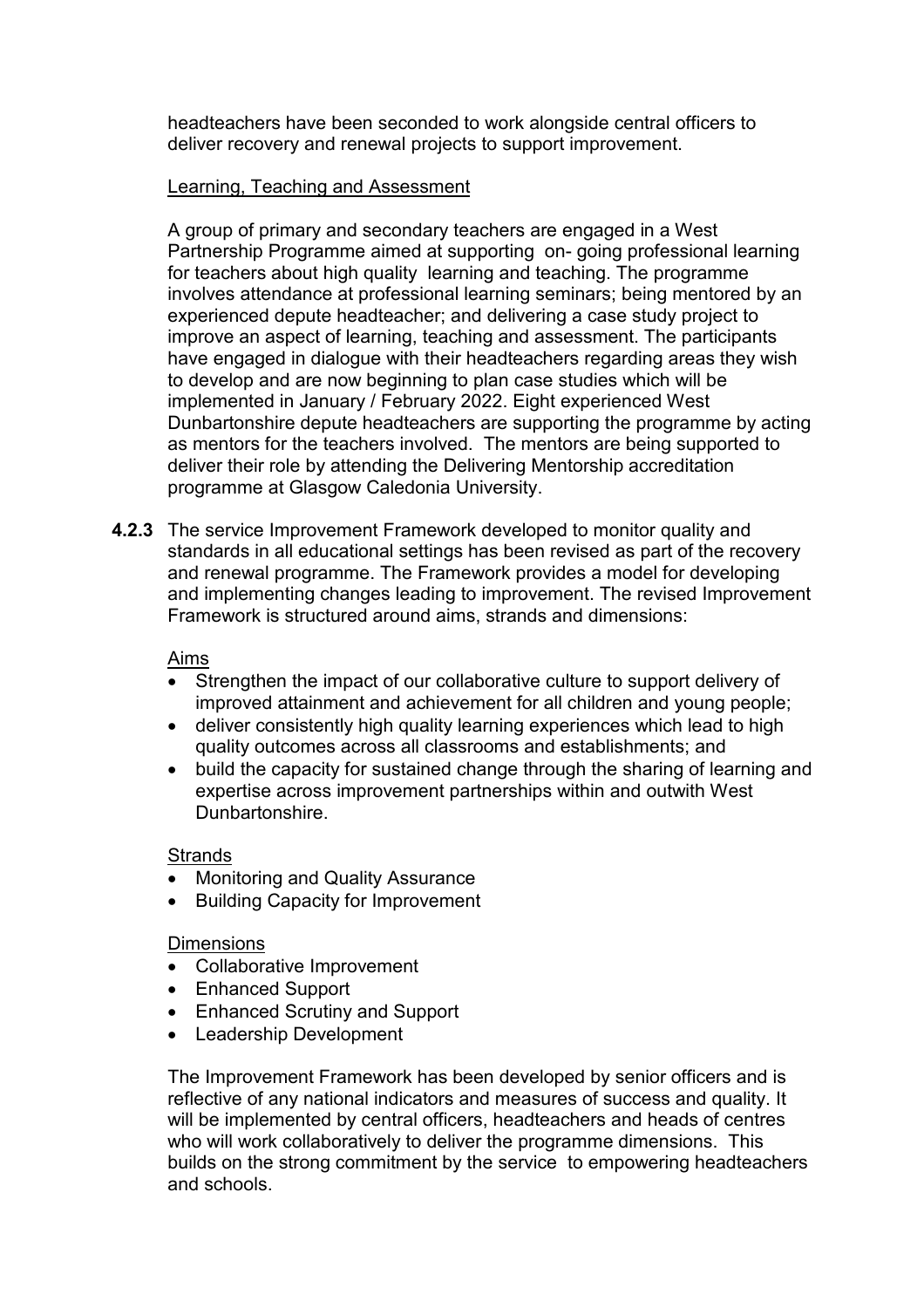headteachers have been seconded to work alongside central officers to deliver recovery and renewal projects to support improvement.

Learning, Teaching and Assessment

A group of primary and secondary teachers are engaged in a West Partnership Programme aimed at supporting on- going professional learning for teachers about high quality learning and teaching. The programme involves attendance at professional learning seminars; being mentored by an experienced depute headteacher; and delivering a case study project to improve an aspect of learning, teaching and assessment. The participants have engaged in dialogue with their headteachers regarding areas they wish to develop and are now beginning to plan case studies which will be implemented in January / February 2022. Eight experienced West Dunbartonshire depute headteachers are supporting the programme by acting as mentors for the teachers involved. The mentors are being supported to deliver their role by attending the Delivering Mentorship accreditation programme at Glasgow Caledonia University.

**4.2.3** The service Improvement Framework developed to monitor quality and standards in all educational settings has been revised as part of the recovery and renewal programme. The Framework provides a model for developing and implementing changes leading to improvement. The revised Improvement Framework is structured around aims, strands and dimensions:

Aims

- Strengthen the impact of our collaborative culture to support delivery of improved attainment and achievement for all children and young people;
- deliver consistently high quality learning experiences which lead to high quality outcomes across all classrooms and establishments; and
- build the capacity for sustained change through the sharing of learning and expertise across improvement partnerships within and outwith West Dunbartonshire.

Strands

- Monitoring and Quality Assurance
- Building Capacity for Improvement

Dimensions

- Collaborative Improvement
- Enhanced Support
- Enhanced Scrutiny and Support
- Leadership Development

The Improvement Framework has been developed by senior officers and is reflective of any national indicators and measures of success and quality. It will be implemented by central officers, headteachers and heads of centres who will work collaboratively to deliver the programme dimensions. This builds on the strong commitment by the service to empowering headteachers and schools.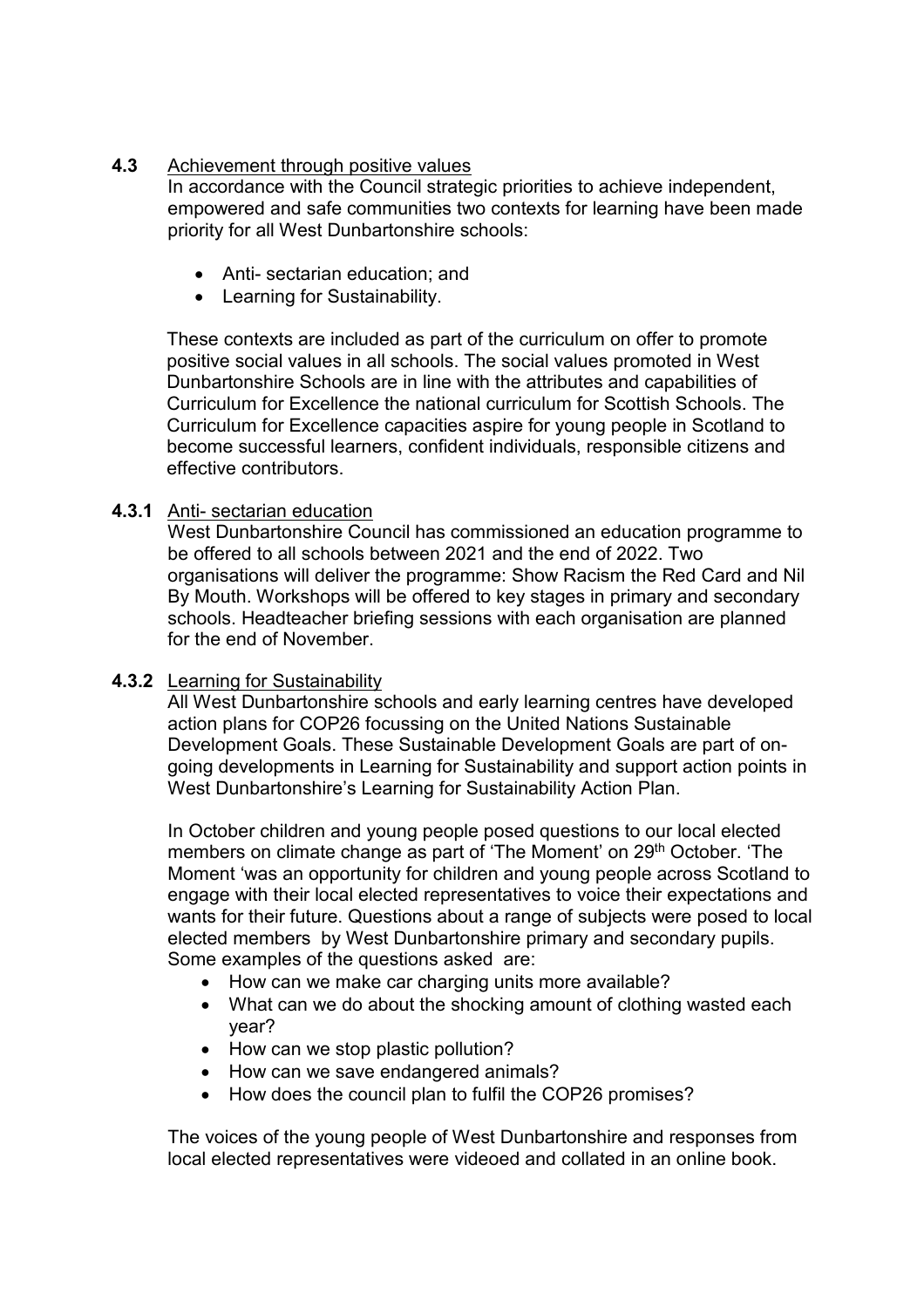**4.3** Achievement through positive values

In accordance with the Council strategic priorities to achieve independent, empowered and safe communities two contexts for learning have been made priority for all West Dunbartonshire schools:

- Anti- sectarian education; and
- Learning for Sustainability.

These contexts are included as part of the curriculum on offer to promote positive social values in all schools. The social values promoted in West Dunbartonshire Schools are in line with the attributes and capabilities of Curriculum for Excellence the national curriculum for Scottish Schools. The Curriculum for Excellence capacities aspire for young people in Scotland to become successful learners, confident individuals, responsible citizens and effective contributors.

**4.3.1** Anti- sectarian education

West Dunbartonshire Council has commissioned an education programme to be offered to all schools between 2021 and the end of 2022. Two organisations will deliver the programme: Show Racism the Red Card and Nil By Mouth. Workshops will be offered to key stages in primary and secondary schools. Headteacher briefing sessions with each organisation are planned for the end of November.

**4.3.2** Learning for Sustainability

All West Dunbartonshire schools and early learning centres have developed action plans for COP26 focussing on the United Nations Sustainable Development Goals. These Sustainable Development Goals are part of on-going developments in Learning for Sustainability and support action points in West Dunbartonshire's Learning for Sustainability Action Plan.

In October children and young people posed questions to our local elected members on climate change as part of 'The Moment' on 29th October. 'The Moment 'was an opportunity for children and young people across Scotland to engage with their local elected representatives to voice their expectations and wants for their future. Questions about a range of subjects were posed to local elected members by West Dunbartonshire primary and secondary pupils. Some examples of the questions asked are:

- How can we make car charging units more available?
- What can we do about the shocking amount of clothing wasted each year?
- How can we stop plastic pollution?
- How can we save endangered animals?
- How does the council plan to fulfil the COP26 promises?

The voices of the young people of West Dunbartonshire and responses from local elected representatives were videoed and collated in an online book.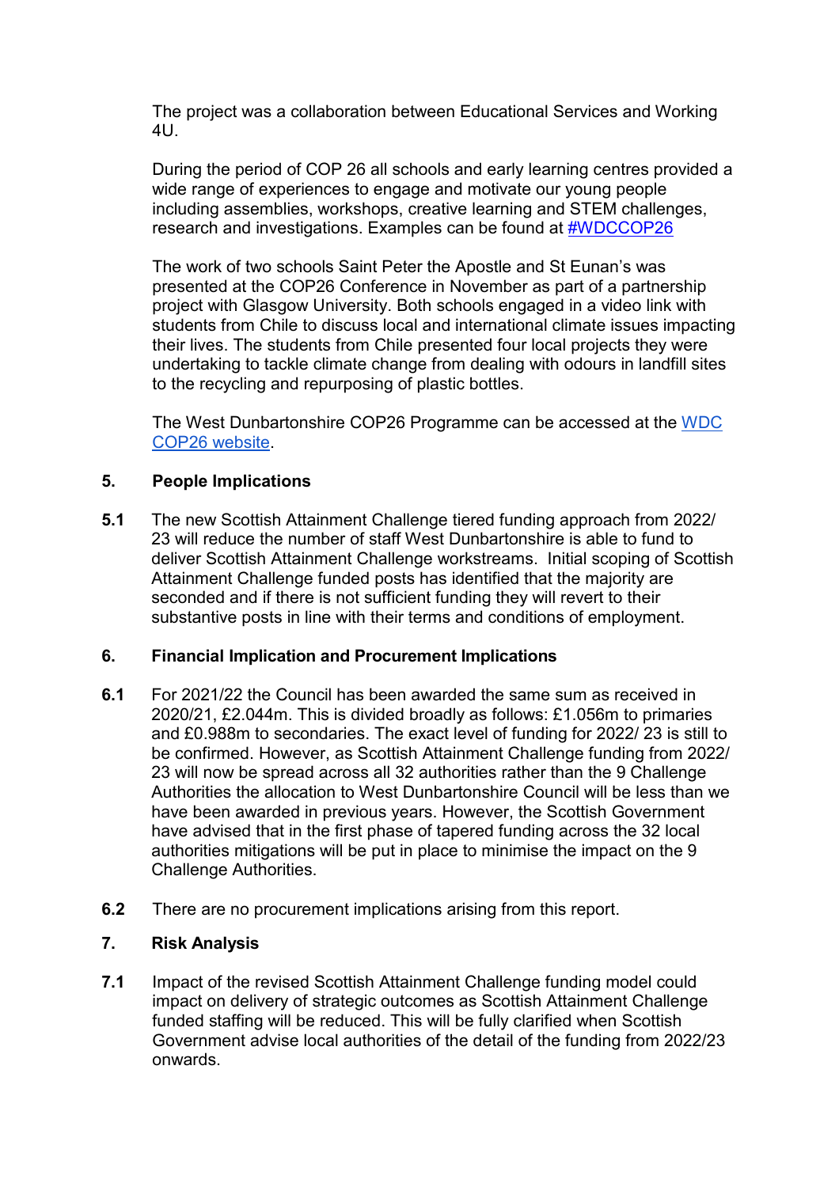The project was a collaboration between Educational Services and Working 4U.

During the period of COP 26 all schools and early learning centres provided a wide range of experiences to engage and motivate our young people including assemblies, workshops, creative learning and STEM challenges, research and investigations. Examples can be found at #WDCCOP26

The work of two schools Saint Peter the Apostle and St Eunan's was presented at the COP26 Conference in November as part of a partnership project with Glasgow University. Both schools engaged in a video link with students from Chile to discuss local and international climate issues impacting their lives. The students from Chile presented four local projects they were undertaking to tackle climate change from dealing with odours in landfill sites to the recycling and repurposing of plastic bottles.

The West Dunbartonshire COP26 Programme can be accessed at the WDC COP26 website.

## 5. People Implications

**5.1** The new Scottish Attainment Challenge tiered funding approach from 2022/ 23 will reduce the number of staff West Dunbartonshire is able to fund to deliver Scottish Attainment Challenge workstreams. Initial scoping of Scottish Attainment Challenge funded posts has identified that the majority are seconded and if there is not sufficient funding they will revert to their substantive posts in line with their terms and conditions of employment.

## 6. Financial Implication and Procurement Implications

**6.1** For 2021/22 the Council has been awarded the same sum as received in 2020/21, £2.044m. This is divided broadly as follows: £1.056m to primaries and £0.988m to secondaries. The exact level of funding for 2022/ 23 is still to be confirmed. However, as Scottish Attainment Challenge funding from 2022/ 23 will now be spread across all 32 authorities rather than the 9 Challenge Authorities the allocation to West Dunbartonshire Council will be less than we have been awarded in previous years. However, the Scottish Government have advised that in the first phase of tapered funding across the 32 local authorities mitigations will be put in place to minimise the impact on the 9 Challenge Authorities.

**6.2** There are no procurement implications arising from this report.

## 7. Risk Analysis

**7.1** Impact of the revised Scottish Attainment Challenge funding model could impact on delivery of strategic outcomes as Scottish Attainment Challenge funded staffing will be reduced. This will be fully clarified when Scottish Government advise local authorities of the detail of the funding from 2022/23 onwards.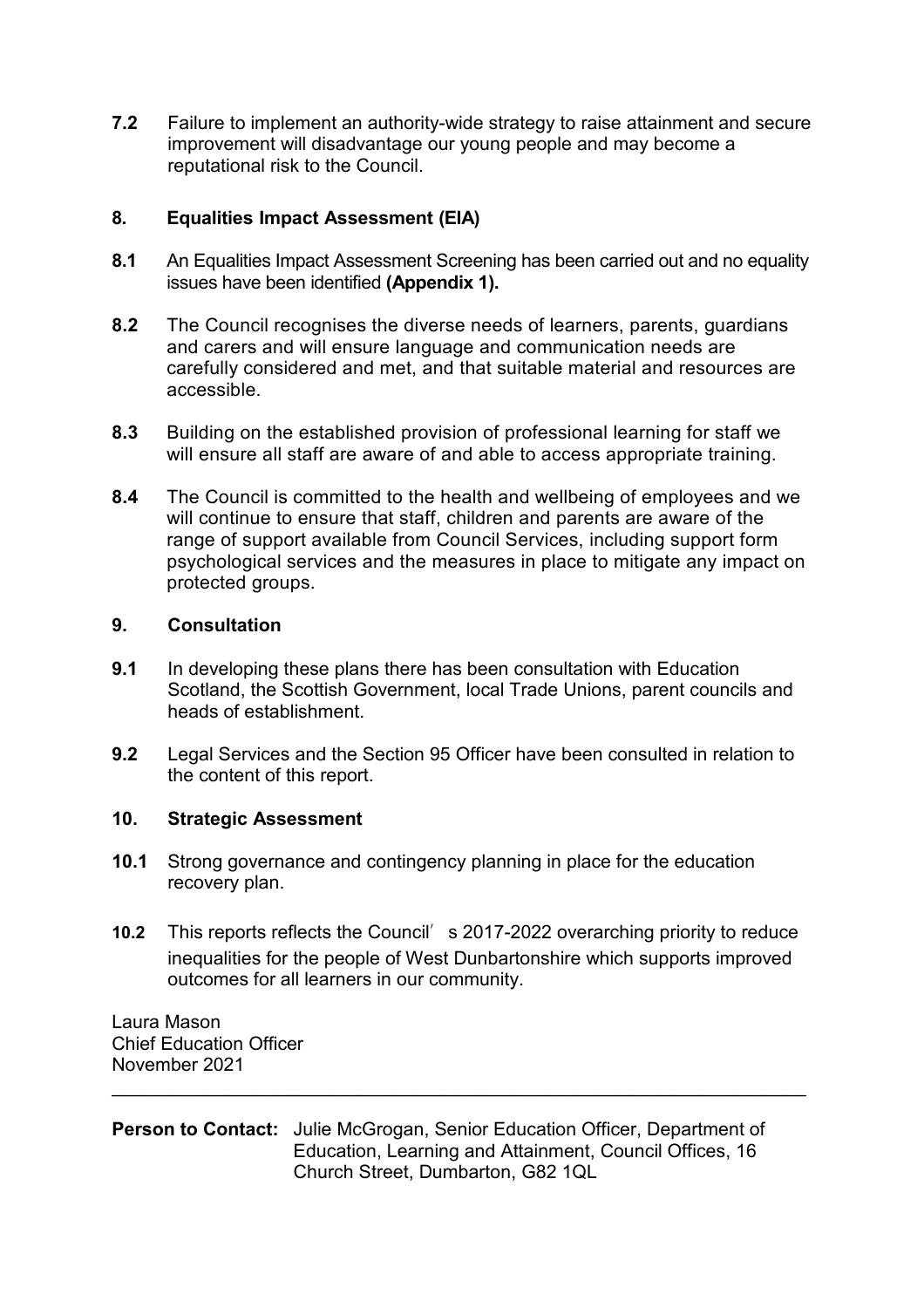**7.2** Failure to implement an authority-wide strategy to raise attainment and secure improvement will disadvantage our young people and may become a reputational risk to the Council.

## 8. Equalities Impact Assessment (EIA)

**8.1** An Equalities Impact Assessment Screening has been carried out and no equality issues have been identified **(Appendix 1).**

**8.2** The Council recognises the diverse needs of learners, parents, guardians and carers and will ensure language and communication needs are carefully considered and met, and that suitable material and resources are accessible.

**8.3** Building on the established provision of professional learning for staff we will ensure all staff are aware of and able to access appropriate training.

**8.4** The Council is committed to the health and wellbeing of employees and we will continue to ensure that staff, children and parents are aware of the range of support available from Council Services, including support form psychological services and the measures in place to mitigate any impact on protected groups.

## 9. Consultation

**9.1** In developing these plans there has been consultation with Education Scotland, the Scottish Government, local Trade Unions, parent councils and heads of establishment.

**9.2** Legal Services and the Section 95 Officer have been consulted in relation to the content of this report.

## 10. Strategic Assessment

**10.1** Strong governance and contingency planning in place for the education recovery plan.

**10.2** This reports reflects the Council's 2017-2022 overarching priority to reduce inequalities for the people of West Dunbartonshire which supports improved outcomes for all learners in our community.

Laura Mason
Chief Education Officer
November 2021

---

**Person to Contact:** Julie McGrogan, Senior Education Officer, Department of Education, Learning and Attainment, Council Offices, 16 Church Street, Dumbarton, G82 1QL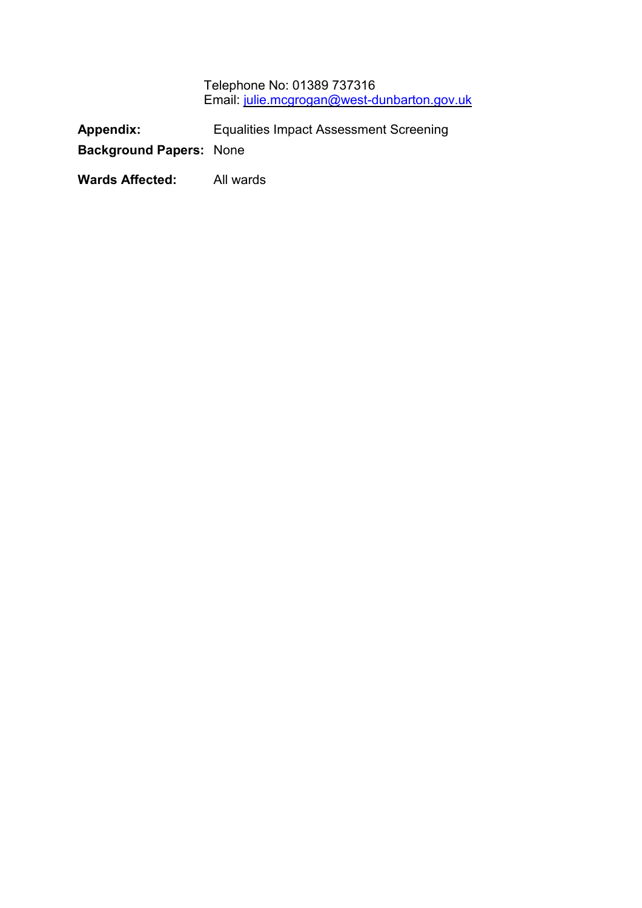Telephone No: 01389 737316
Email: julie.mcgrogan@west-dunbarton.gov.uk

**Appendix:** Equalities Impact Assessment Screening

**Background Papers:** None

**Wards Affected:** All wards